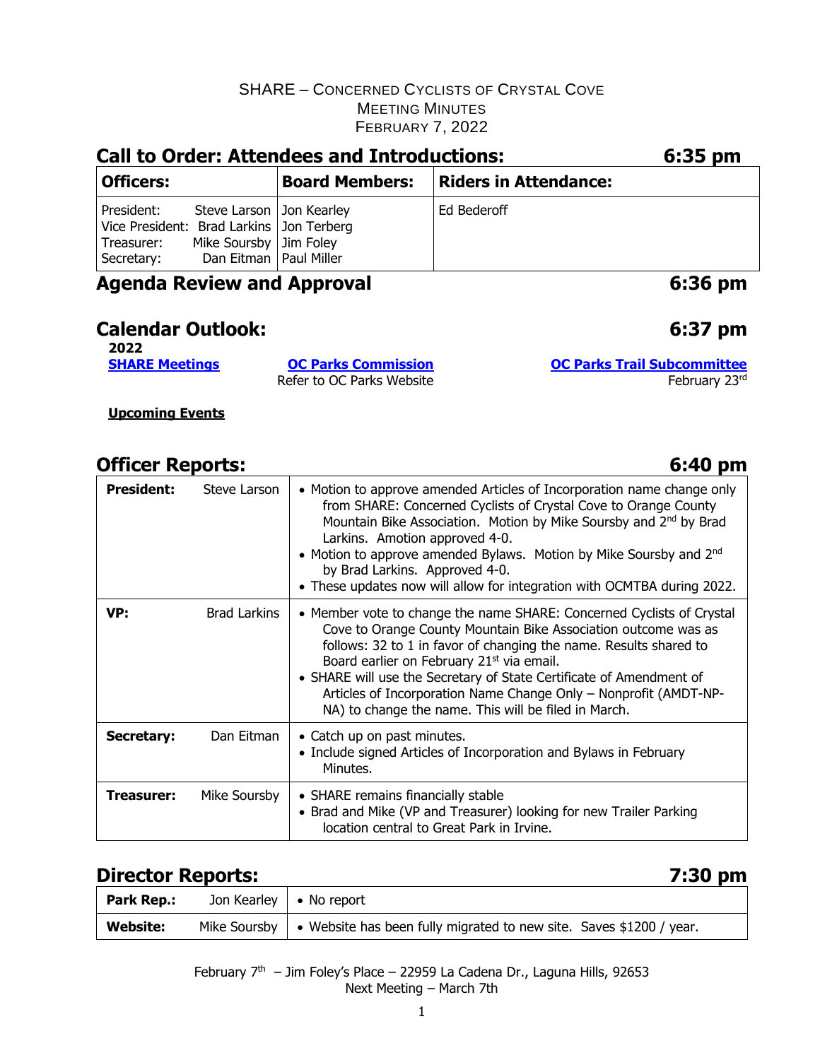SHARE – CONCERNED CYCLISTS OF CRYSTAL COVE
MEETING MINUTES
FEBRUARY 7, 2022

## Call to Order: Attendees and Introductions: 6:35 pm

| Officers: | Board Members: | Riders in Attendance: |
|---|---|---|
| President: Steve Larson<br>Vice President: Brad Larkins<br>Treasurer: Mike Soursby<br>Secretary: Dan Eitman | Jon Kearley<br>Jon Terberg<br>Jim Foley<br>Paul Miller | Ed Bederoff |

## Agenda Review and Approval 6:36 pm

## Calendar Outlook: 6:37 pm

**2022**

| **SHARE Meetings** | **OC Parks Commission** | **OC Parks Trail Subcommittee** |
|---|---|---|
| | Refer to OC Parks Website | February 23rd |

**Upcoming Events**

## Officer Reports: 6:40 pm

| | | |
|---|---|---|
| **President:** | Steve Larson | • Motion to approve amended Articles of Incorporation name change only from SHARE: Concerned Cyclists of Crystal Cove to Orange County Mountain Bike Association. Motion by Mike Soursby and 2nd by Brad Larkins. Amotion approved 4-0.<br>• Motion to approve amended Bylaws. Motion by Mike Soursby and 2nd by Brad Larkins. Approved 4-0.<br>• These updates now will allow for integration with OCMTBA during 2022. |
| **VP:** | Brad Larkins | • Member vote to change the name SHARE: Concerned Cyclists of Crystal Cove to Orange County Mountain Bike Association outcome was as follows: 32 to 1 in favor of changing the name. Results shared to Board earlier on February 21st via email.<br>• SHARE will use the Secretary of State Certificate of Amendment of Articles of Incorporation Name Change Only – Nonprofit (AMDT-NP-NA) to change the name. This will be filed in March. |
| **Secretary:** | Dan Eitman | • Catch up on past minutes.<br>• Include signed Articles of Incorporation and Bylaws in February Minutes. |
| **Treasurer:** | Mike Soursby | • SHARE remains financially stable<br>• Brad and Mike (VP and Treasurer) looking for new Trailer Parking location central to Great Park in Irvine. |

## Director Reports: 7:30 pm

| | | |
|---|---|---|
| **Park Rep.:** | Jon Kearley | • No report |
| **Website:** | Mike Soursby | • Website has been fully migrated to new site. Saves $1200 / year. |

February 7th – Jim Foley's Place – 22959 La Cadena Dr., Laguna Hills, 92653
Next Meeting – March 7th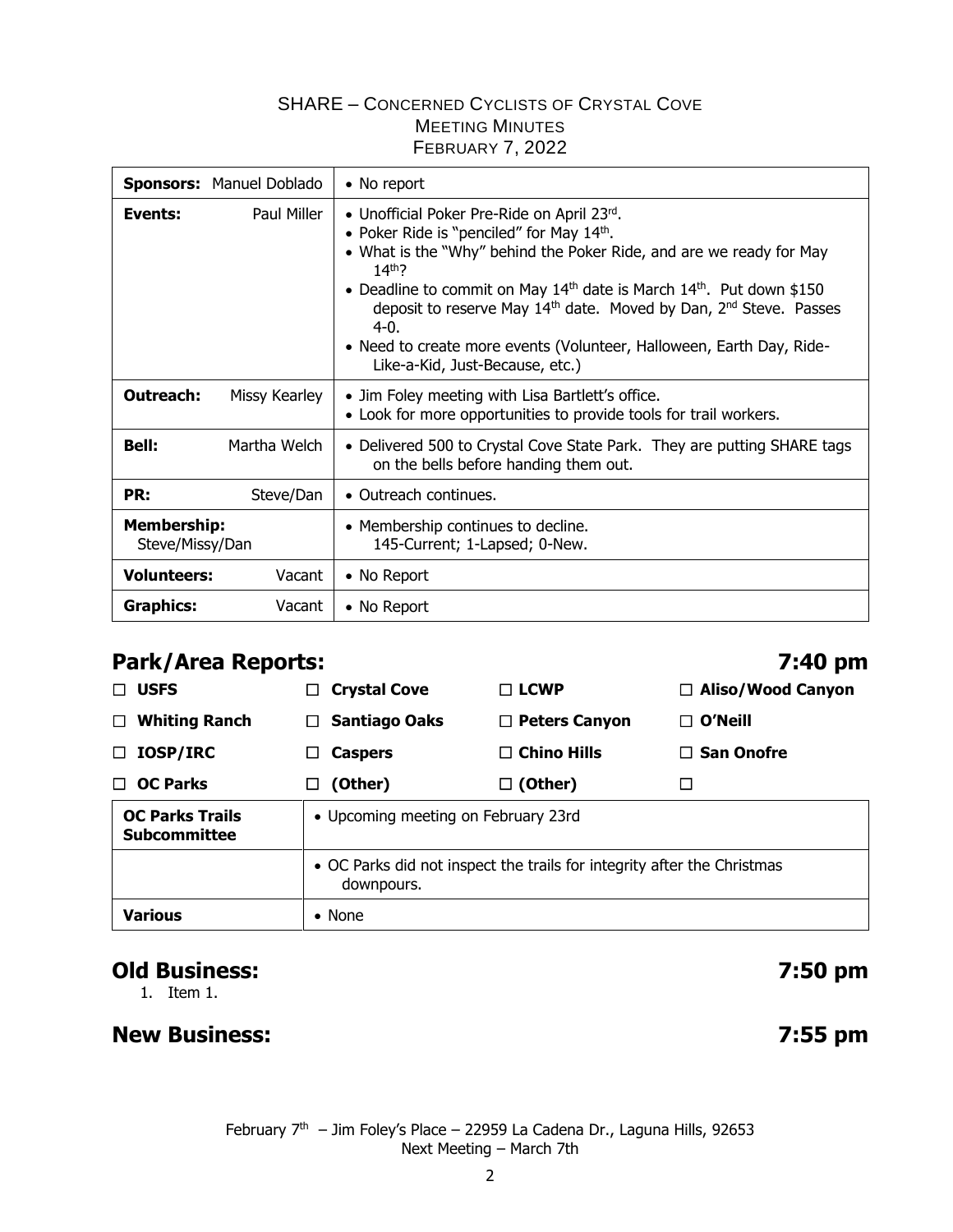SHARE – CONCERNED CYCLISTS OF CRYSTAL COVE
MEETING MINUTES
FEBRUARY 7, 2022

| | |
|---|---|
| **Sponsors:** Manuel Doblado | • No report |
| **Events:** Paul Miller | • Unofficial Poker Pre-Ride on April 23rd.<br>• Poker Ride is "penciled" for May 14th.<br>• What is the "Why" behind the Poker Ride, and are we ready for May 14th?<br>• Deadline to commit on May 14th date is March 14th. Put down $150 deposit to reserve May 14th date. Moved by Dan, 2nd Steve. Passes 4-0.<br>• Need to create more events (Volunteer, Halloween, Earth Day, Ride-Like-a-Kid, Just-Because, etc.) |
| **Outreach:** Missy Kearley | • Jim Foley meeting with Lisa Bartlett's office.<br>• Look for more opportunities to provide tools for trail workers. |
| **Bell:** Martha Welch | • Delivered 500 to Crystal Cove State Park. They are putting SHARE tags on the bells before handing them out. |
| **PR:** Steve/Dan | • Outreach continues. |
| **Membership:** Steve/Missy/Dan | • Membership continues to decline.<br>145-Current; 1-Lapsed; 0-New. |
| **Volunteers:** Vacant | • No Report |
| **Graphics:** Vacant | • No Report |

## Park/Area Reports: 7:40 pm

| | | | |
|---|---|---|---|
| ☐ **USFS** | ☐ **Crystal Cove** | ☐ **LCWP** | ☐ **Aliso/Wood Canyon** |
| ☐ **Whiting Ranch** | ☐ **Santiago Oaks** | ☐ **Peters Canyon** | ☐ **O'Neill** |
| ☐ **IOSP/IRC** | ☐ **Caspers** | ☐ **Chino Hills** | ☐ **San Onofre** |
| ☐ **OC Parks** | ☐ **(Other)** | ☐ **(Other)** | ☐ |

| | |
|---|---|
| **OC Parks Trails Subcommittee** | • Upcoming meeting on February 23rd |
| | • OC Parks did not inspect the trails for integrity after the Christmas downpours. |
| **Various** | • None |

## Old Business: 7:50 pm

1. Item 1.

## New Business: 7:55 pm

February 7th – Jim Foley's Place – 22959 La Cadena Dr., Laguna Hills, 92653
Next Meeting – March 7th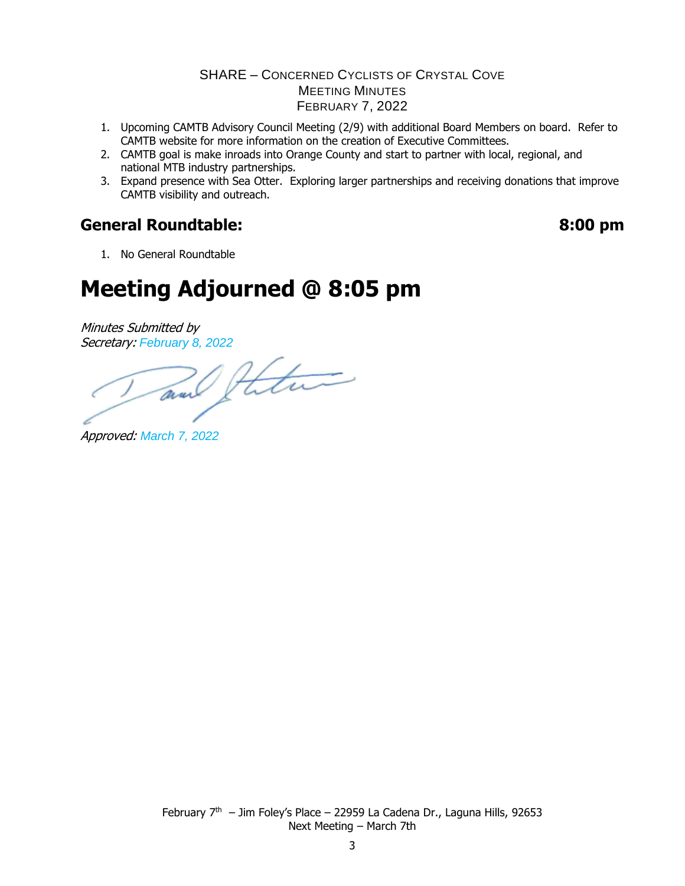1. Upcoming CAMTB Advisory Council Meeting (2/9) with additional Board Members on board. Refer to CAMTB website for more information on the creation of Executive Committees.
2. CAMTB goal is make inroads into Orange County and start to partner with local, regional, and national MTB industry partnerships.
3. Expand presence with Sea Otter. Exploring larger partnerships and receiving donations that improve CAMTB visibility and outreach.

## General Roundtable: 8:00 pm

1. No General Roundtable

# Meeting Adjourned @ 8:05 pm

*Minutes Submitted by*
*Secretary:* *February 8, 2022*

*Approved:* *March 7, 2022*

February 7th – Jim Foley's Place – 22959 La Cadena Dr., Laguna Hills, 92653
Next Meeting – March 7th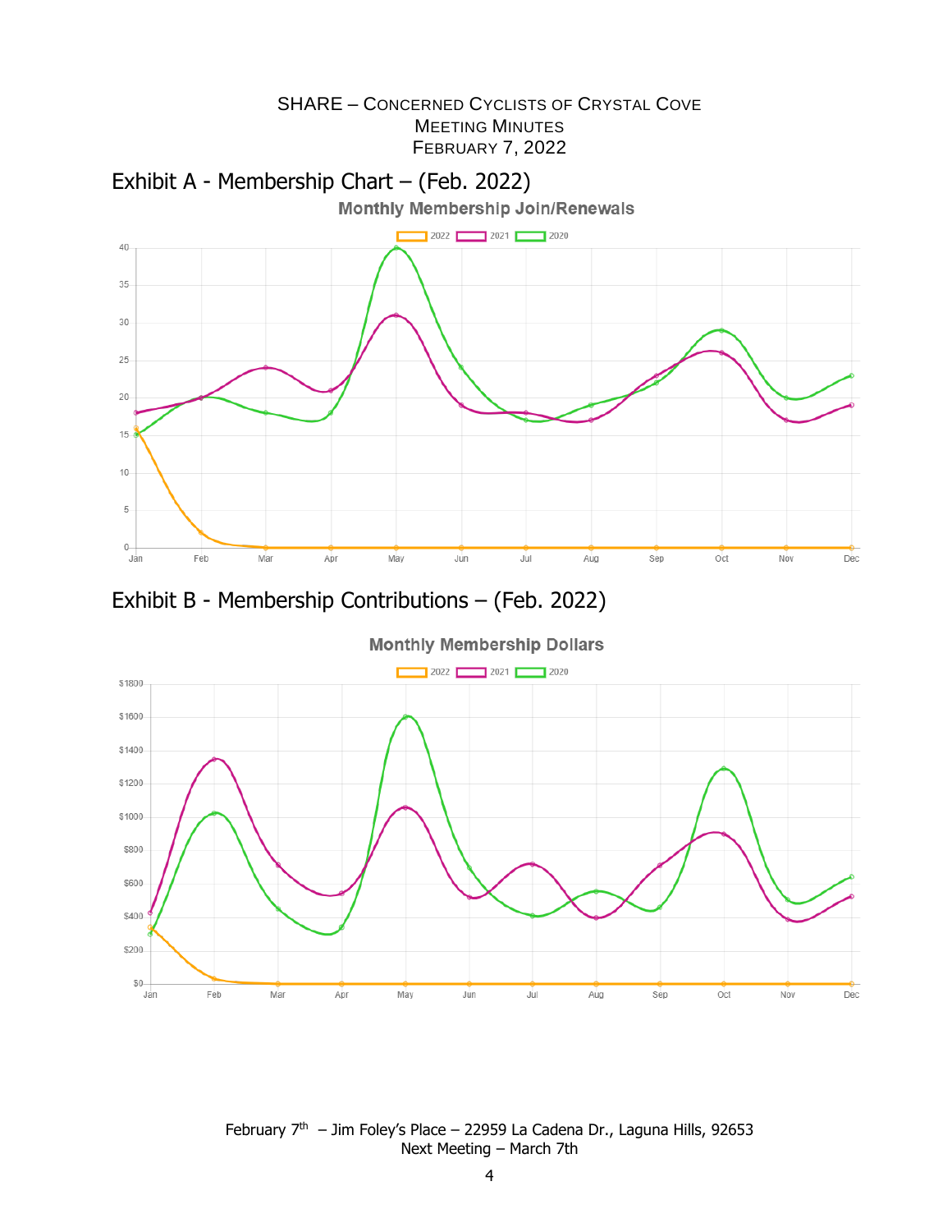SHARE – CONCERNED CYCLISTS OF CRYSTAL COVE
MEETING MINUTES
FEBRUARY 7, 2022

## Exhibit A - Membership Chart – (Feb. 2022)

Monthly Membership Join/Renewals

2022 2021 2020

40
35
30
25
20
15
10
5
0

Jan Feb Mar Apr May Jun Jul Aug Sep Oct Nov Dec

## Exhibit B - Membership Contributions – (Feb. 2022)

Monthly Membership Dollars

2022 2021 2020

$1800
$1600
$1400
$1200
$1000
$800
$600
$400
$200
$0

Jan Feb Mar Apr May Jun Jul Aug Sep Oct Nov Dec

February 7th – Jim Foley's Place – 22959 La Cadena Dr., Laguna Hills, 92653
Next Meeting – March 7th